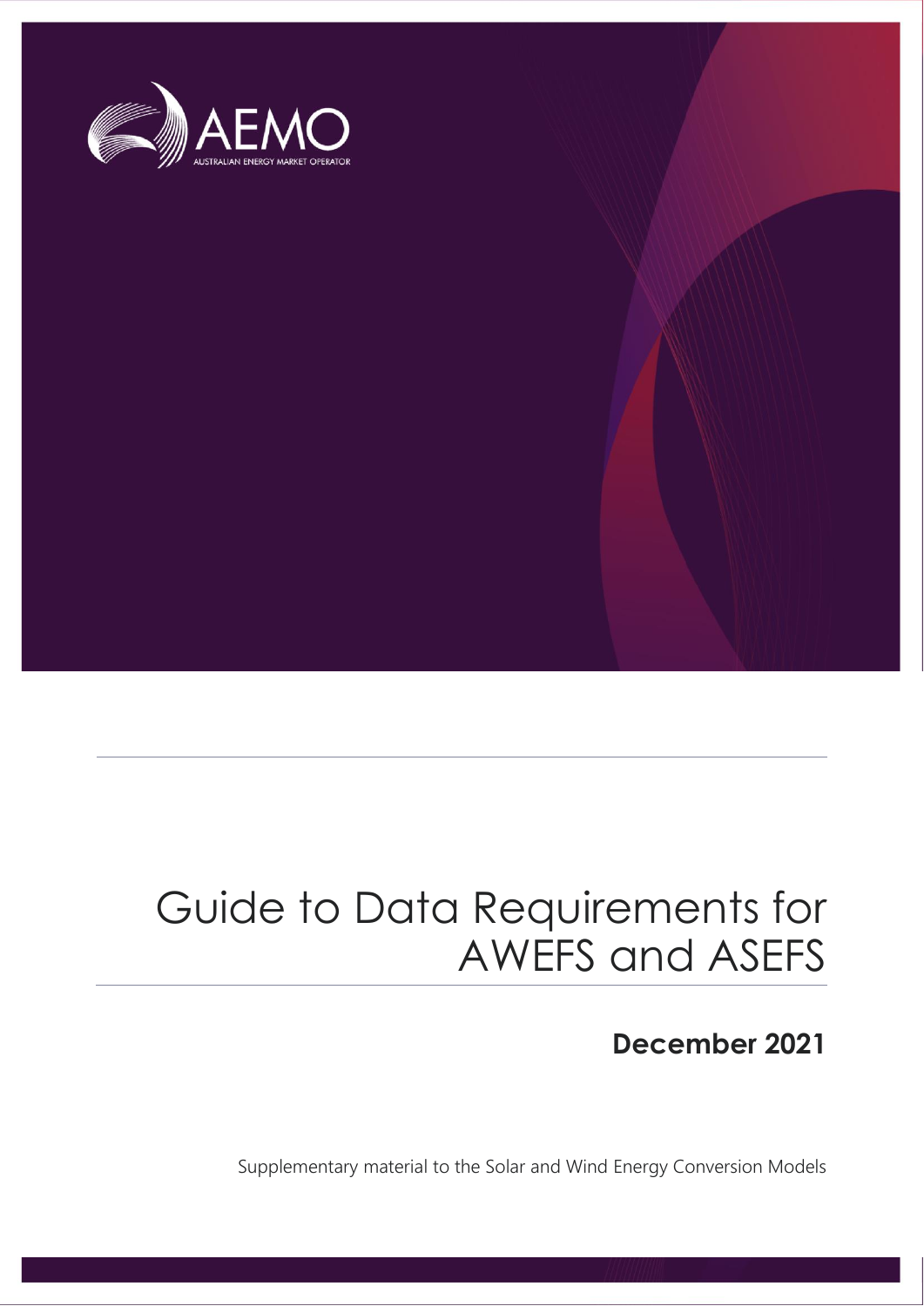AEMO

AUSTRALIAN ENERGY MARKET OPERATOR

# Guide to Data Requirements for AWEFS and ASEFS

**December 2021**

Supplementary material to the Solar and Wind Energy Conversion Models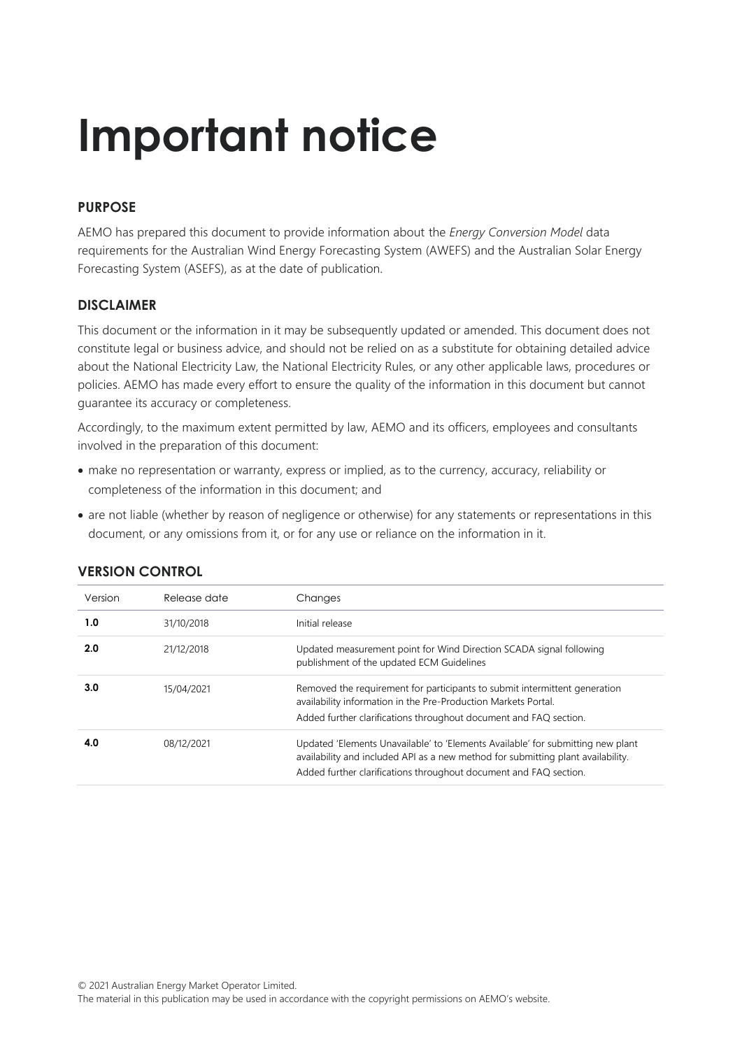# Important notice

## PURPOSE

AEMO has prepared this document to provide information about the *Energy Conversion Model* data requirements for the Australian Wind Energy Forecasting System (AWEFS) and the Australian Solar Energy Forecasting System (ASEFS), as at the date of publication.

## DISCLAIMER

This document or the information in it may be subsequently updated or amended. This document does not constitute legal or business advice, and should not be relied on as a substitute for obtaining detailed advice about the National Electricity Law, the National Electricity Rules, or any other applicable laws, procedures or policies. AEMO has made every effort to ensure the quality of the information in this document but cannot guarantee its accuracy or completeness.

Accordingly, to the maximum extent permitted by law, AEMO and its officers, employees and consultants involved in the preparation of this document:

- make no representation or warranty, express or implied, as to the currency, accuracy, reliability or completeness of the information in this document; and
- are not liable (whether by reason of negligence or otherwise) for any statements or representations in this document, or any omissions from it, or for any use or reliance on the information in it.

## VERSION CONTROL

| Version | Release date | Changes |
|---|---|---|
| **1.0** | 31/10/2018 | Initial release |
| **2.0** | 21/12/2018 | Updated measurement point for Wind Direction SCADA signal following publishment of the updated ECM Guidelines |
| **3.0** | 15/04/2021 | Removed the requirement for participants to submit intermittent generation availability information in the Pre-Production Markets Portal. Added further clarifications throughout document and FAQ section. |
| **4.0** | 08/12/2021 | Updated 'Elements Unavailable' to 'Elements Available' for submitting new plant availability and included API as a new method for submitting plant availability. Added further clarifications throughout document and FAQ section. |

© 2021 Australian Energy Market Operator Limited.
The material in this publication may be used in accordance with the copyright permissions on AEMO's website.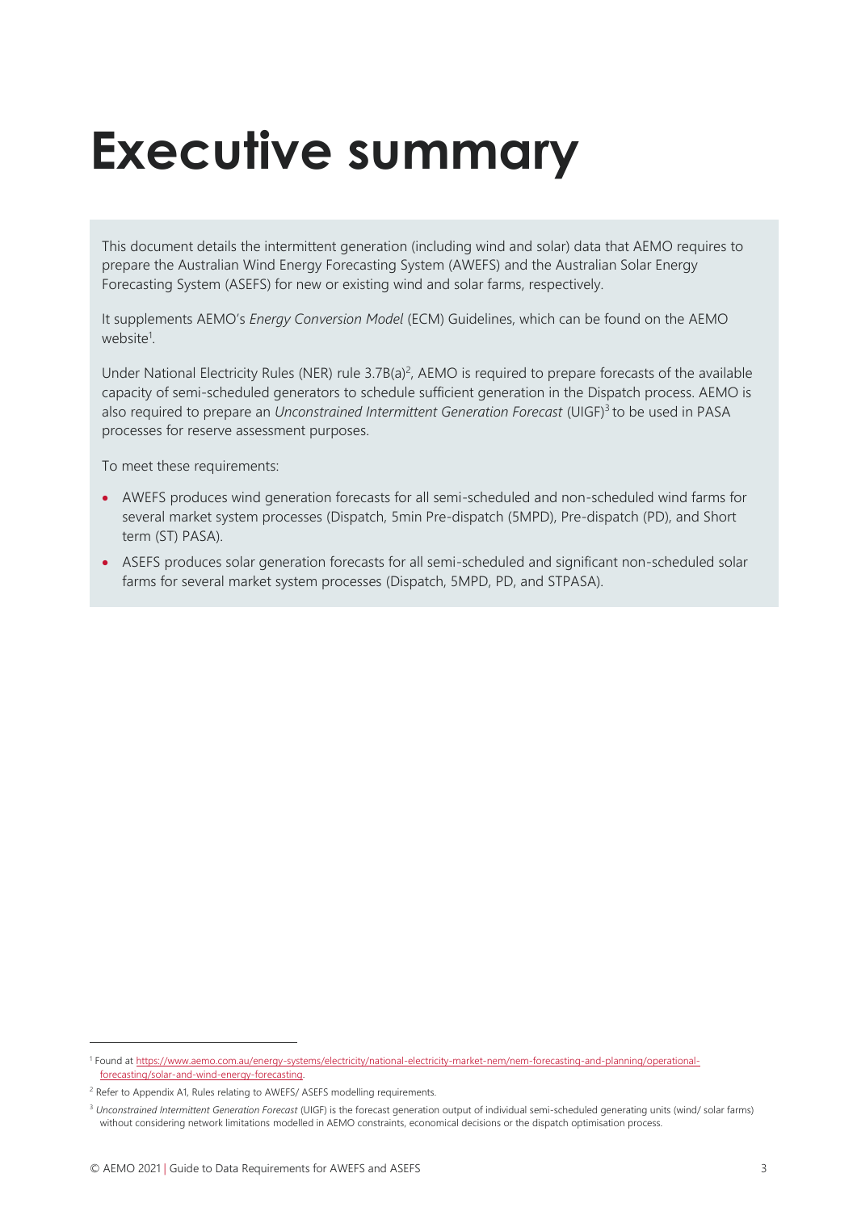# Executive summary

This document details the intermittent generation (including wind and solar) data that AEMO requires to prepare the Australian Wind Energy Forecasting System (AWEFS) and the Australian Solar Energy Forecasting System (ASEFS) for new or existing wind and solar farms, respectively.

It supplements AEMO's *Energy Conversion Model* (ECM) Guidelines, which can be found on the AEMO website[1].

Under National Electricity Rules (NER) rule 3.7B(a)[2], AEMO is required to prepare forecasts of the available capacity of semi-scheduled generators to schedule sufficient generation in the Dispatch process. AEMO is also required to prepare an *Unconstrained Intermittent Generation Forecast* (UIGF)[3] to be used in PASA processes for reserve assessment purposes.

To meet these requirements:

- AWEFS produces wind generation forecasts for all semi-scheduled and non-scheduled wind farms for several market system processes (Dispatch, 5min Pre-dispatch (5MPD), Pre-dispatch (PD), and Short term (ST) PASA).
- ASEFS produces solar generation forecasts for all semi-scheduled and significant non-scheduled solar farms for several market system processes (Dispatch, 5MPD, PD, and STPASA).

[1] Found at https://www.aemo.com.au/energy-systems/electricity/national-electricity-market-nem/nem-forecasting-and-planning/operational-forecasting/solar-and-wind-energy-forecasting.

[2] Refer to Appendix A1, Rules relating to AWEFS/ ASEFS modelling requirements.

[3] *Unconstrained Intermittent Generation Forecast* (UIGF) is the forecast generation output of individual semi-scheduled generating units (wind/ solar farms) without considering network limitations modelled in AEMO constraints, economical decisions or the dispatch optimisation process.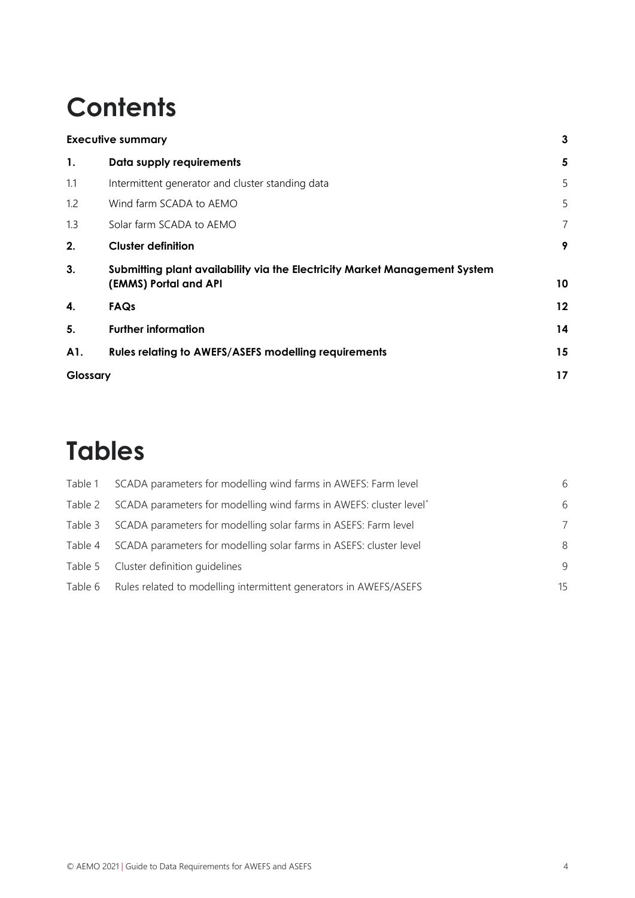# Contents

| | | |
|---|---|---|
| **Executive summary** | | **3** |
| **1.** | **Data supply requirements** | **5** |
| 1.1 | Intermittent generator and cluster standing data | 5 |
| 1.2 | Wind farm SCADA to AEMO | 5 |
| 1.3 | Solar farm SCADA to AEMO | 7 |
| **2.** | **Cluster definition** | **9** |
| **3.** | **Submitting plant availability via the Electricity Market Management System (EMMS) Portal and API** | **10** |
| **4.** | **FAQs** | **12** |
| **5.** | **Further information** | **14** |
| **A1.** | **Rules relating to AWEFS/ASEFS modelling requirements** | **15** |
| **Glossary** | | **17** |

# Tables

| | | |
|---|---|---|
| Table 1 | SCADA parameters for modelling wind farms in AWEFS: Farm level | 6 |
| Table 2 | SCADA parameters for modelling wind farms in AWEFS: cluster level* | 6 |
| Table 3 | SCADA parameters for modelling solar farms in ASEFS: Farm level | 7 |
| Table 4 | SCADA parameters for modelling solar farms in ASEFS: cluster level | 8 |
| Table 5 | Cluster definition guidelines | 9 |
| Table 6 | Rules related to modelling intermittent generators in AWEFS/ASEFS | 15 |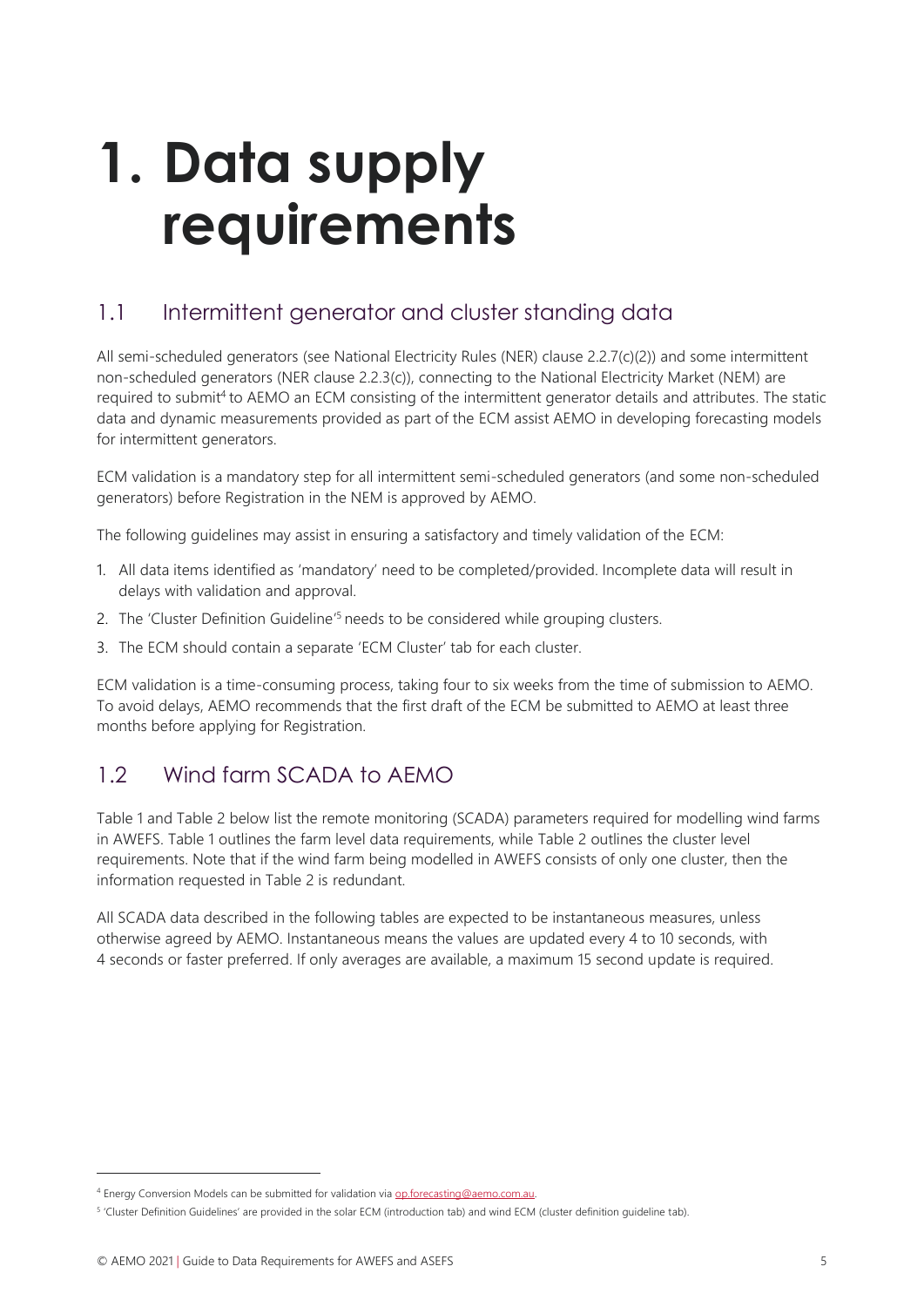# 1. Data supply requirements

## 1.1 Intermittent generator and cluster standing data

All semi-scheduled generators (see National Electricity Rules (NER) clause 2.2.7(c)(2)) and some intermittent non-scheduled generators (NER clause 2.2.3(c)), connecting to the National Electricity Market (NEM) are required to submit[4] to AEMO an ECM consisting of the intermittent generator details and attributes. The static data and dynamic measurements provided as part of the ECM assist AEMO in developing forecasting models for intermittent generators.

ECM validation is a mandatory step for all intermittent semi-scheduled generators (and some non-scheduled generators) before Registration in the NEM is approved by AEMO.

The following guidelines may assist in ensuring a satisfactory and timely validation of the ECM:

1. All data items identified as 'mandatory' need to be completed/provided. Incomplete data will result in delays with validation and approval.
2. The 'Cluster Definition Guideline'[5] needs to be considered while grouping clusters.
3. The ECM should contain a separate 'ECM Cluster' tab for each cluster.

ECM validation is a time-consuming process, taking four to six weeks from the time of submission to AEMO. To avoid delays, AEMO recommends that the first draft of the ECM be submitted to AEMO at least three months before applying for Registration.

## 1.2 Wind farm SCADA to AEMO

Table 1 and Table 2 below list the remote monitoring (SCADA) parameters required for modelling wind farms in AWEFS. Table 1 outlines the farm level data requirements, while Table 2 outlines the cluster level requirements. Note that if the wind farm being modelled in AWEFS consists of only one cluster, then the information requested in Table 2 is redundant.

All SCADA data described in the following tables are expected to be instantaneous measures, unless otherwise agreed by AEMO. Instantaneous means the values are updated every 4 to 10 seconds, with 4 seconds or faster preferred. If only averages are available, a maximum 15 second update is required.

---

[4] Energy Conversion Models can be submitted for validation via op.forecasting@aemo.com.au.

[5] 'Cluster Definition Guidelines' are provided in the solar ECM (introduction tab) and wind ECM (cluster definition guideline tab).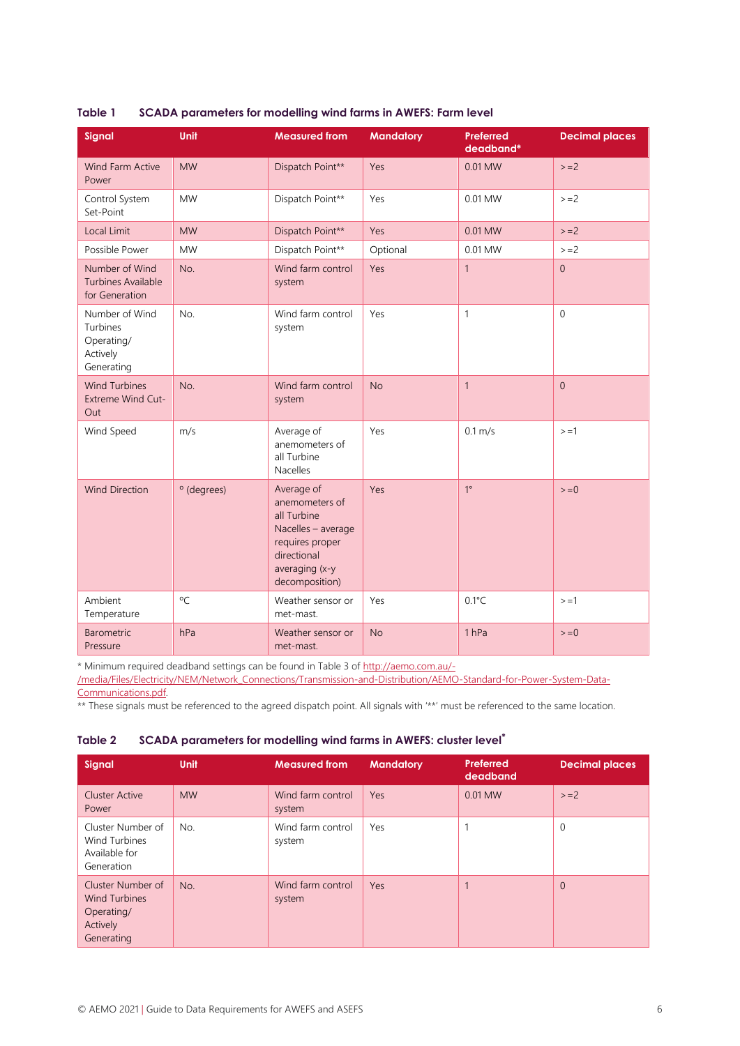**Table 1 SCADA parameters for modelling wind farms in AWEFS: Farm level**

| Signal | Unit | Measured from | Mandatory | Preferred deadband* | Decimal places |
|---|---|---|---|---|---|
| Wind Farm Active Power | MW | Dispatch Point** | Yes | 0.01 MW | >=2 |
| Control System Set-Point | MW | Dispatch Point** | Yes | 0.01 MW | >=2 |
| Local Limit | MW | Dispatch Point** | Yes | 0.01 MW | >=2 |
| Possible Power | MW | Dispatch Point** | Optional | 0.01 MW | >=2 |
| Number of Wind Turbines Available for Generation | No. | Wind farm control system | Yes | 1 | 0 |
| Number of Wind Turbines Operating/ Actively Generating | No. | Wind farm control system | Yes | 1 | 0 |
| Wind Turbines Extreme Wind Cut-Out | No. | Wind farm control system | No | 1 | 0 |
| Wind Speed | m/s | Average of anemometers of all Turbine Nacelles | Yes | 0.1 m/s | >=1 |
| Wind Direction | ° (degrees) | Average of anemometers of all Turbine Nacelles – average requires proper directional averaging (x-y decomposition) | Yes | 1° | >=0 |
| Ambient Temperature | °C | Weather sensor or met-mast. | Yes | 0.1°C | >=1 |
| Barometric Pressure | hPa | Weather sensor or met-mast. | No | 1 hPa | >=0 |

\* Minimum required deadband settings can be found in Table 3 of http://aemo.com.au/-/media/Files/Electricity/NEM/Network_Connections/Transmission-and-Distribution/AEMO-Standard-for-Power-System-Data-Communications.pdf.

\*\* These signals must be referenced to the agreed dispatch point. All signals with '**' must be referenced to the same location.

**Table 2 SCADA parameters for modelling wind farms in AWEFS: cluster level***

| Signal | Unit | Measured from | Mandatory | Preferred deadband | Decimal places |
|---|---|---|---|---|---|
| Cluster Active Power | MW | Wind farm control system | Yes | 0.01 MW | >=2 |
| Cluster Number of Wind Turbines Available for Generation | No. | Wind farm control system | Yes | 1 | 0 |
| Cluster Number of Wind Turbines Operating/ Actively Generating | No. | Wind farm control system | Yes | 1 | 0 |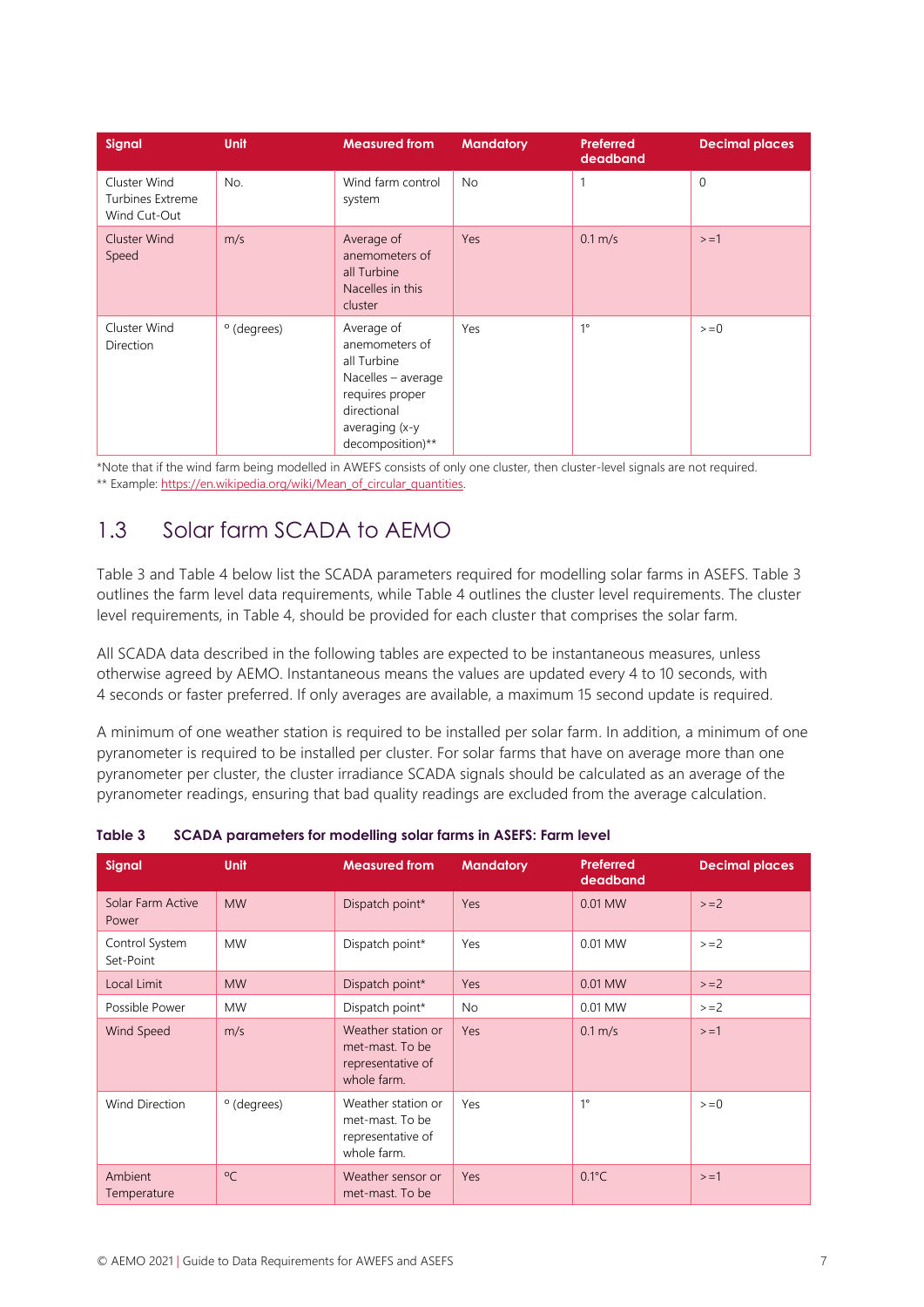| Signal | Unit | Measured from | Mandatory | Preferred deadband | Decimal places |
|---|---|---|---|---|---|
| Cluster Wind Turbines Extreme Wind Cut-Out | No. | Wind farm control system | No | 1 | 0 |
| Cluster Wind Speed | m/s | Average of anemometers of all Turbine Nacelles in this cluster | Yes | 0.1 m/s | >=1 |
| Cluster Wind Direction | ° (degrees) | Average of anemometers of all Turbine Nacelles – average requires proper directional averaging (x-y decomposition)** | Yes | 1° | >=0 |

*Note that if the wind farm being modelled in AWEFS consists of only one cluster, then cluster-level signals are not required.
** Example: https://en.wikipedia.org/wiki/Mean_of_circular_quantities.

## 1.3 Solar farm SCADA to AEMO

Table 3 and Table 4 below list the SCADA parameters required for modelling solar farms in ASEFS. Table 3 outlines the farm level data requirements, while Table 4 outlines the cluster level requirements. The cluster level requirements, in Table 4, should be provided for each cluster that comprises the solar farm.

All SCADA data described in the following tables are expected to be instantaneous measures, unless otherwise agreed by AEMO. Instantaneous means the values are updated every 4 to 10 seconds, with 4 seconds or faster preferred. If only averages are available, a maximum 15 second update is required.

A minimum of one weather station is required to be installed per solar farm. In addition, a minimum of one pyranometer is required to be installed per cluster. For solar farms that have on average more than one pyranometer per cluster, the cluster irradiance SCADA signals should be calculated as an average of the pyranometer readings, ensuring that bad quality readings are excluded from the average calculation.

**Table 3 SCADA parameters for modelling solar farms in ASEFS: Farm level**

| Signal | Unit | Measured from | Mandatory | Preferred deadband | Decimal places |
|---|---|---|---|---|---|
| Solar Farm Active Power | MW | Dispatch point* | Yes | 0.01 MW | >=2 |
| Control System Set-Point | MW | Dispatch point* | Yes | 0.01 MW | >=2 |
| Local Limit | MW | Dispatch point* | Yes | 0.01 MW | >=2 |
| Possible Power | MW | Dispatch point* | No | 0.01 MW | >=2 |
| Wind Speed | m/s | Weather station or met-mast. To be representative of whole farm. | Yes | 0.1 m/s | >=1 |
| Wind Direction | ° (degrees) | Weather station or met-mast. To be representative of whole farm. | Yes | 1° | >=0 |
| Ambient Temperature | °C | Weather sensor or met-mast. To be | Yes | 0.1°C | >=1 |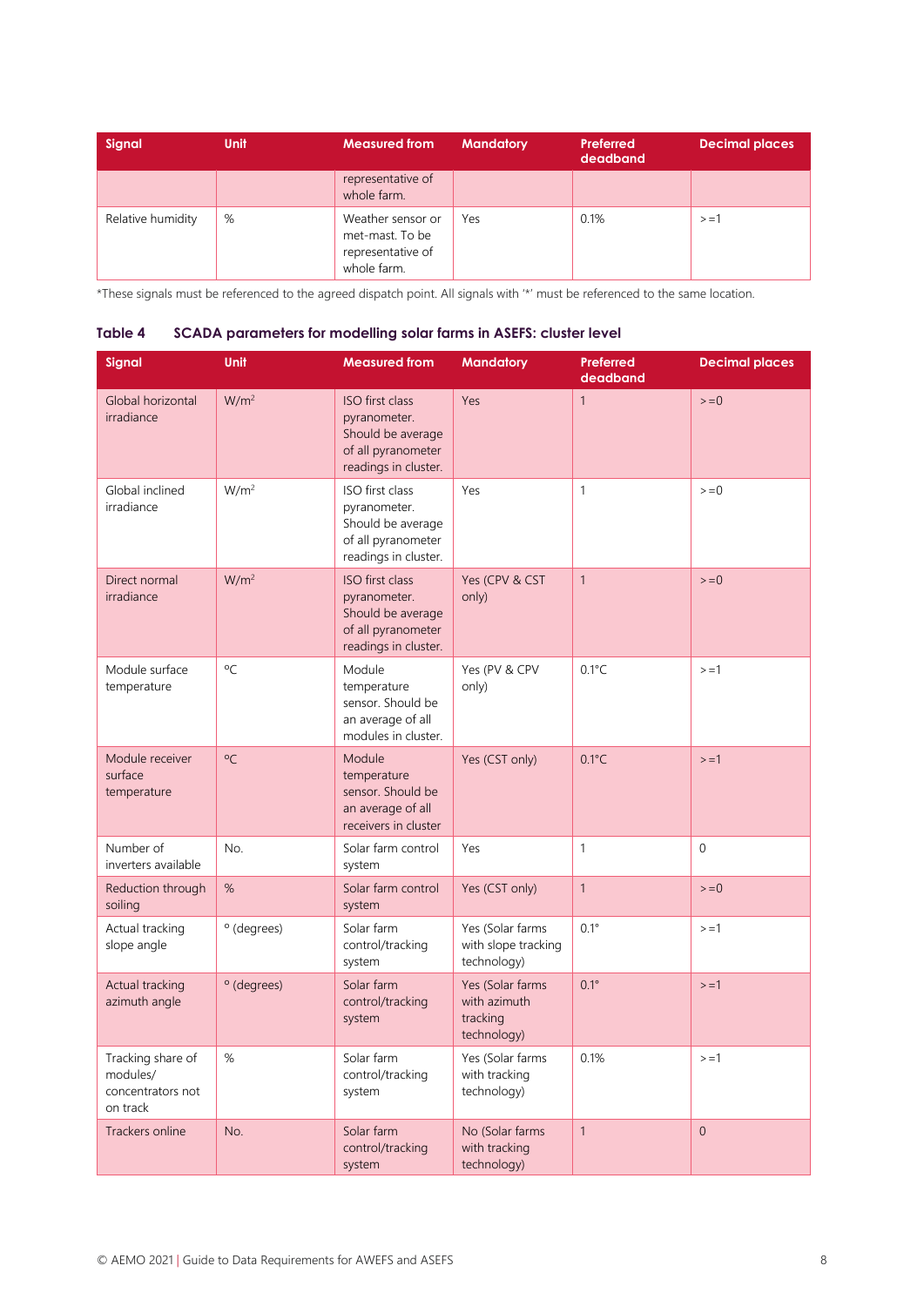| Signal | Unit | Measured from | Mandatory | Preferred deadband | Decimal places |
|---|---|---|---|---|---|
| | | representative of whole farm. | | | |
| Relative humidity | % | Weather sensor or met-mast. To be representative of whole farm. | Yes | 0.1% | >=1 |

*These signals must be referenced to the agreed dispatch point. All signals with '*' must be referenced to the same location.

**Table 4 SCADA parameters for modelling solar farms in ASEFS: cluster level**

| Signal | Unit | Measured from | Mandatory | Preferred deadband | Decimal places |
|---|---|---|---|---|---|
| Global horizontal irradiance | $W/m^2$ | ISO first class pyranometer. Should be average of all pyranometer readings in cluster. | Yes | 1 | >=0 |
| Global inclined irradiance | $W/m^2$ | ISO first class pyranometer. Should be average of all pyranometer readings in cluster. | Yes | 1 | >=0 |
| Direct normal irradiance | $W/m^2$ | ISO first class pyranometer. Should be average of all pyranometer readings in cluster. | Yes (CPV & CST only) | 1 | >=0 |
| Module surface temperature | °C | Module temperature sensor. Should be an average of all modules in cluster. | Yes (PV & CPV only) | 0.1°C | >=1 |
| Module receiver surface temperature | °C | Module temperature sensor. Should be an average of all receivers in cluster | Yes (CST only) | 0.1°C | >=1 |
| Number of inverters available | No. | Solar farm control system | Yes | 1 | 0 |
| Reduction through soiling | % | Solar farm control system | Yes (CST only) | 1 | >=0 |
| Actual tracking slope angle | ° (degrees) | Solar farm control/tracking system | Yes (Solar farms with slope tracking technology) | 0.1° | >=1 |
| Actual tracking azimuth angle | ° (degrees) | Solar farm control/tracking system | Yes (Solar farms with azimuth tracking technology) | 0.1° | >=1 |
| Tracking share of modules/ concentrators not on track | % | Solar farm control/tracking system | Yes (Solar farms with tracking technology) | 0.1% | >=1 |
| Trackers online | No. | Solar farm control/tracking system | No (Solar farms with tracking technology) | 1 | 0 |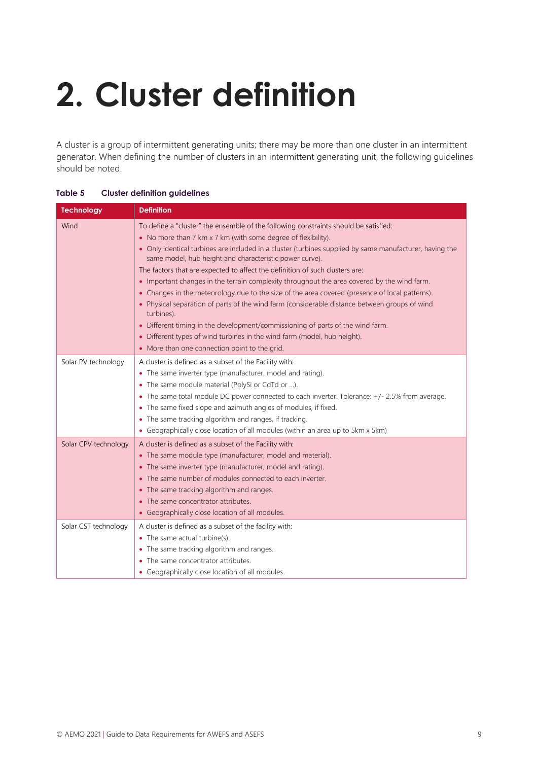# 2. Cluster definition

A cluster is a group of intermittent generating units; there may be more than one cluster in an intermittent generator. When defining the number of clusters in an intermittent generating unit, the following guidelines should be noted.

**Table 5 Cluster definition guidelines**

| Technology | Definition |
|---|---|
| Wind | To define a "cluster" the ensemble of the following constraints should be satisfied:<br>• No more than 7 km x 7 km (with some degree of flexibility).<br>• Only identical turbines are included in a cluster (turbines supplied by same manufacturer, having the same model, hub height and characteristic power curve).<br>The factors that are expected to affect the definition of such clusters are:<br>• Important changes in the terrain complexity throughout the area covered by the wind farm.<br>• Changes in the meteorology due to the size of the area covered (presence of local patterns).<br>• Physical separation of parts of the wind farm (considerable distance between groups of wind turbines).<br>• Different timing in the development/commissioning of parts of the wind farm.<br>• Different types of wind turbines in the wind farm (model, hub height).<br>• More than one connection point to the grid. |
| Solar PV technology | A cluster is defined as a subset of the Facility with:<br>• The same inverter type (manufacturer, model and rating).<br>• The same module material (PolySi or CdTd or …).<br>• The same total module DC power connected to each inverter. Tolerance: +/- 2.5% from average.<br>• The same fixed slope and azimuth angles of modules, if fixed.<br>• The same tracking algorithm and ranges, if tracking.<br>• Geographically close location of all modules (within an area up to 5km x 5km) |
| Solar CPV technology | A cluster is defined as a subset of the Facility with:<br>• The same module type (manufacturer, model and material).<br>• The same inverter type (manufacturer, model and rating).<br>• The same number of modules connected to each inverter.<br>• The same tracking algorithm and ranges.<br>• The same concentrator attributes.<br>• Geographically close location of all modules. |
| Solar CST technology | A cluster is defined as a subset of the facility with:<br>• The same actual turbine(s).<br>• The same tracking algorithm and ranges.<br>• The same concentrator attributes.<br>• Geographically close location of all modules. |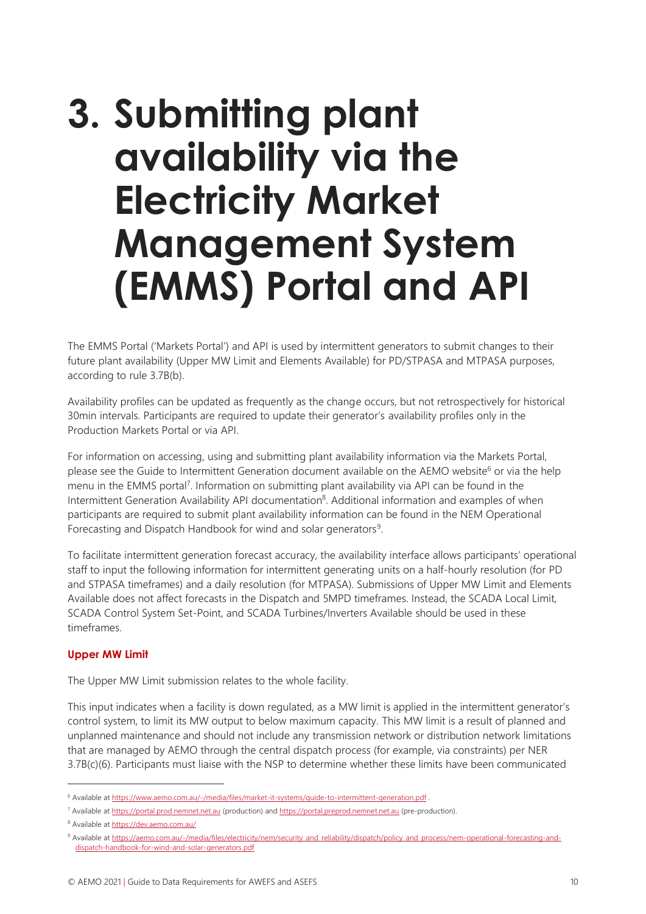# 3. Submitting plant availability via the Electricity Market Management System (EMMS) Portal and API

The EMMS Portal ('Markets Portal') and API is used by intermittent generators to submit changes to their future plant availability (Upper MW Limit and Elements Available) for PD/STPASA and MTPASA purposes, according to rule 3.7B(b).

Availability profiles can be updated as frequently as the change occurs, but not retrospectively for historical 30min intervals. Participants are required to update their generator's availability profiles only in the Production Markets Portal or via API.

For information on accessing, using and submitting plant availability information via the Markets Portal, please see the Guide to Intermittent Generation document available on the AEMO website[6] or via the help menu in the EMMS portal[7]. Information on submitting plant availability via API can be found in the Intermittent Generation Availability API documentation[8]. Additional information and examples of when participants are required to submit plant availability information can be found in the NEM Operational Forecasting and Dispatch Handbook for wind and solar generators[9].

To facilitate intermittent generation forecast accuracy, the availability interface allows participants' operational staff to input the following information for intermittent generating units on a half-hourly resolution (for PD and STPASA timeframes) and a daily resolution (for MTPASA). Submissions of Upper MW Limit and Elements Available does not affect forecasts in the Dispatch and 5MPD timeframes. Instead, the SCADA Local Limit, SCADA Control System Set-Point, and SCADA Turbines/Inverters Available should be used in these timeframes.

**Upper MW Limit**

The Upper MW Limit submission relates to the whole facility.

This input indicates when a facility is down regulated, as a MW limit is applied in the intermittent generator's control system, to limit its MW output to below maximum capacity. This MW limit is a result of planned and unplanned maintenance and should not include any transmission network or distribution network limitations that are managed by AEMO through the central dispatch process (for example, via constraints) per NER 3.7B(c)(6). Participants must liaise with the NSP to determine whether these limits have been communicated

---

[6] Available at https://www.aemo.com.au/-/media/files/market-it-systems/guide-to-intermittent-generation.pdf .

[7] Available at https://portal.prod.nemnet.net.au (production) and https://portal.preprod.nemnet.net.au (pre-production).

[8] Available at https://dev.aemo.com.au/

[9] Available at https://aemo.com.au/-/media/files/electricity/nem/security_and_reliability/dispatch/policy_and_process/nem-operational-forecasting-and-dispatch-handbook-for-wind-and-solar-generators.pdf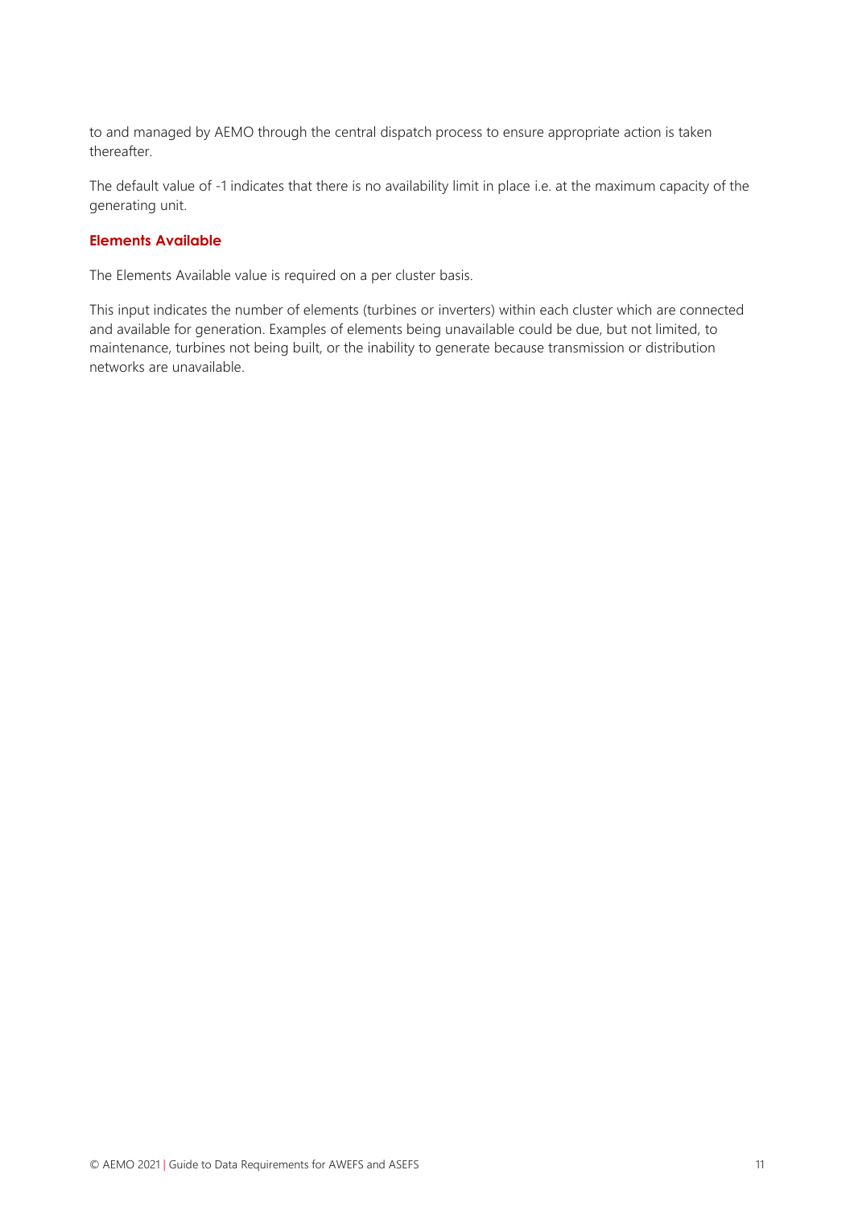to and managed by AEMO through the central dispatch process to ensure appropriate action is taken thereafter.

The default value of -1 indicates that there is no availability limit in place i.e. at the maximum capacity of the generating unit.

### Elements Available

The Elements Available value is required on a per cluster basis.

This input indicates the number of elements (turbines or inverters) within each cluster which are connected and available for generation. Examples of elements being unavailable could be due, but not limited, to maintenance, turbines not being built, or the inability to generate because transmission or distribution networks are unavailable.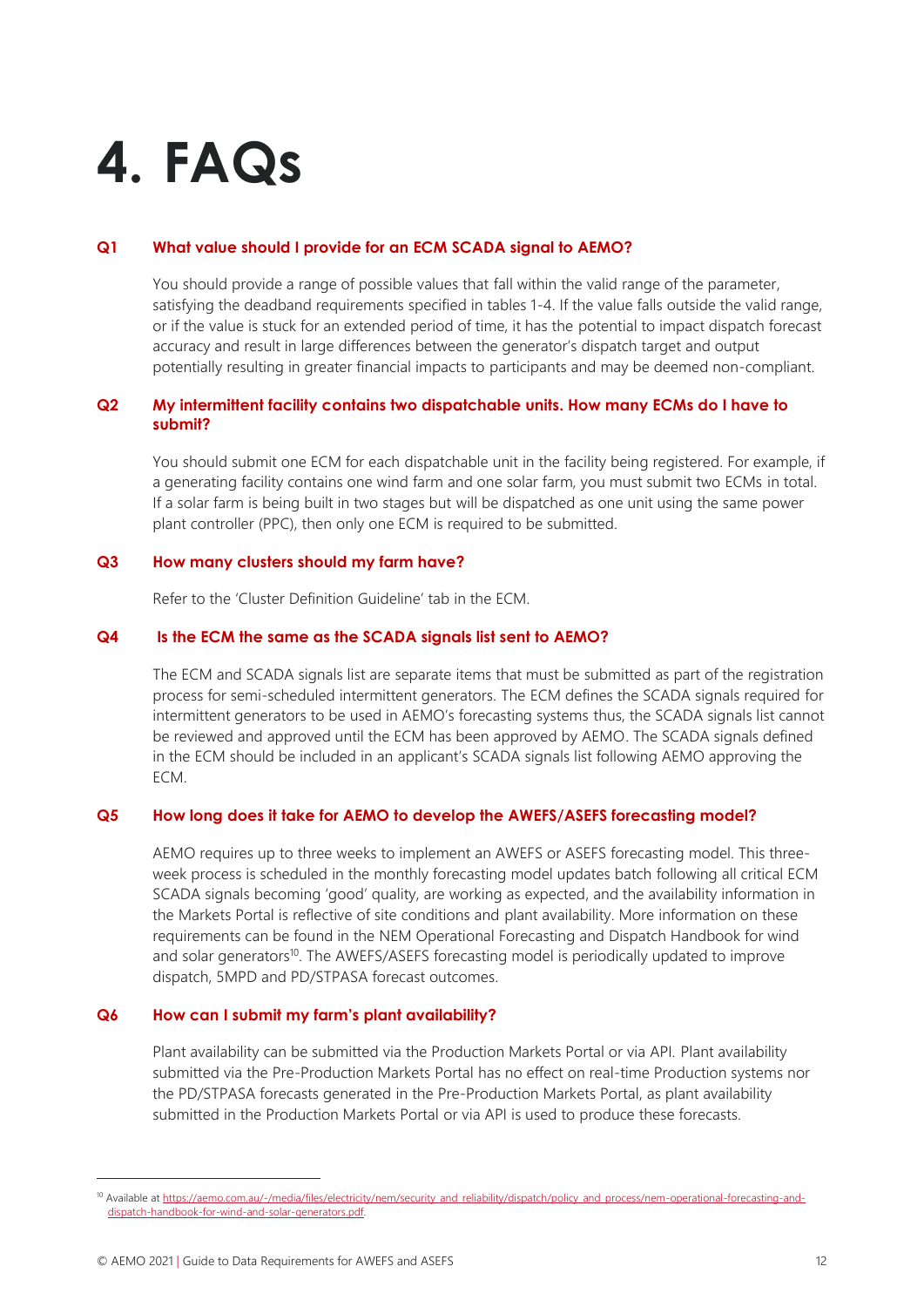# 4. FAQs

### Q1 What value should I provide for an ECM SCADA signal to AEMO?

You should provide a range of possible values that fall within the valid range of the parameter, satisfying the deadband requirements specified in tables 1-4. If the value falls outside the valid range, or if the value is stuck for an extended period of time, it has the potential to impact dispatch forecast accuracy and result in large differences between the generator's dispatch target and output potentially resulting in greater financial impacts to participants and may be deemed non-compliant.

### Q2 My intermittent facility contains two dispatchable units. How many ECMs do I have to submit?

You should submit one ECM for each dispatchable unit in the facility being registered. For example, if a generating facility contains one wind farm and one solar farm, you must submit two ECMs in total. If a solar farm is being built in two stages but will be dispatched as one unit using the same power plant controller (PPC), then only one ECM is required to be submitted.

### Q3 How many clusters should my farm have?

Refer to the 'Cluster Definition Guideline' tab in the ECM.

### Q4 Is the ECM the same as the SCADA signals list sent to AEMO?

The ECM and SCADA signals list are separate items that must be submitted as part of the registration process for semi-scheduled intermittent generators. The ECM defines the SCADA signals required for intermittent generators to be used in AEMO's forecasting systems thus, the SCADA signals list cannot be reviewed and approved until the ECM has been approved by AEMO. The SCADA signals defined in the ECM should be included in an applicant's SCADA signals list following AEMO approving the ECM.

### Q5 How long does it take for AEMO to develop the AWEFS/ASEFS forecasting model?

AEMO requires up to three weeks to implement an AWEFS or ASEFS forecasting model. This three-week process is scheduled in the monthly forecasting model updates batch following all critical ECM SCADA signals becoming 'good' quality, are working as expected, and the availability information in the Markets Portal is reflective of site conditions and plant availability. More information on these requirements can be found in the NEM Operational Forecasting and Dispatch Handbook for wind and solar generators[10]. The AWEFS/ASEFS forecasting model is periodically updated to improve dispatch, 5MPD and PD/STPASA forecast outcomes.

### Q6 How can I submit my farm's plant availability?

Plant availability can be submitted via the Production Markets Portal or via API. Plant availability submitted via the Pre-Production Markets Portal has no effect on real-time Production systems nor the PD/STPASA forecasts generated in the Pre-Production Markets Portal, as plant availability submitted in the Production Markets Portal or via API is used to produce these forecasts.

---

[10] Available at https://aemo.com.au/-/media/files/electricity/nem/security_and_reliability/dispatch/policy_and_process/nem-operational-forecasting-and-dispatch-handbook-for-wind-and-solar-generators.pdf.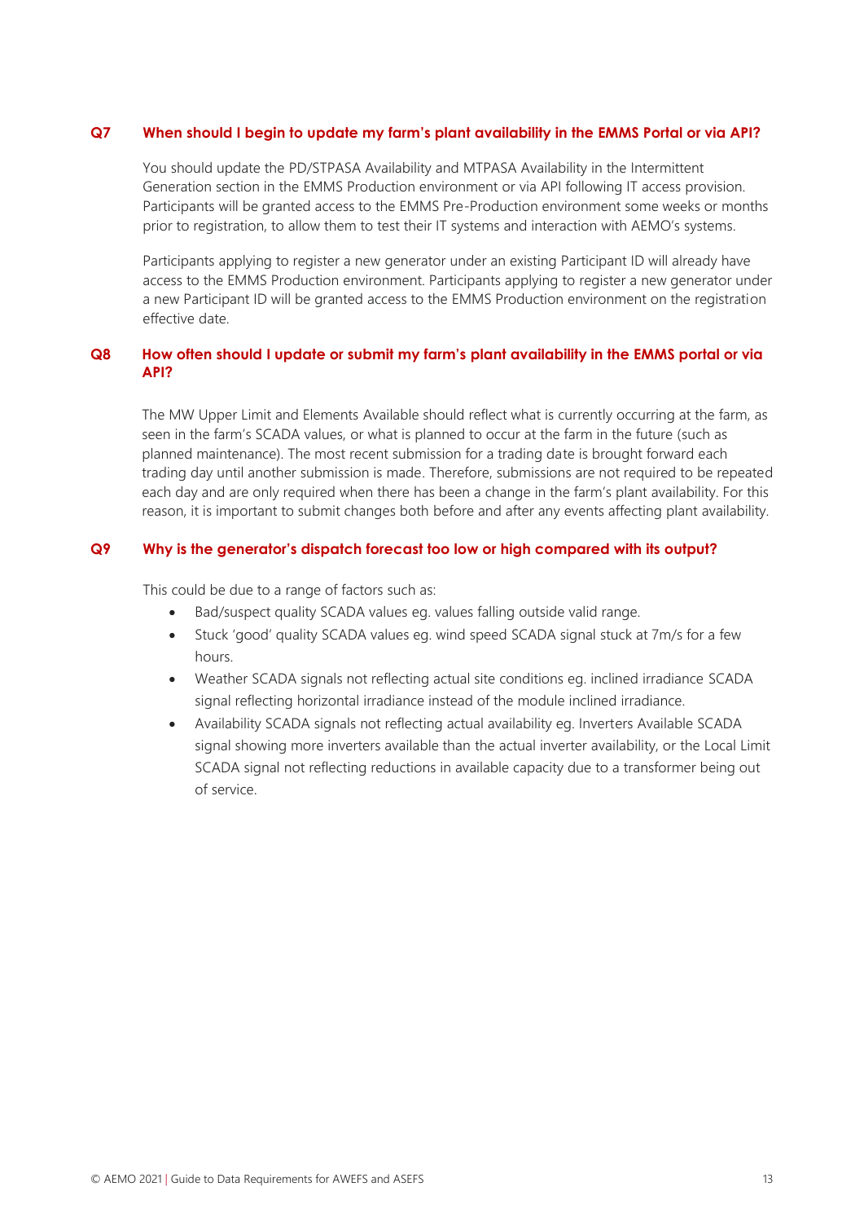### Q7 When should I begin to update my farm's plant availability in the EMMS Portal or via API?

You should update the PD/STPASA Availability and MTPASA Availability in the Intermittent Generation section in the EMMS Production environment or via API following IT access provision. Participants will be granted access to the EMMS Pre-Production environment some weeks or months prior to registration, to allow them to test their IT systems and interaction with AEMO's systems.

Participants applying to register a new generator under an existing Participant ID will already have access to the EMMS Production environment. Participants applying to register a new generator under a new Participant ID will be granted access to the EMMS Production environment on the registration effective date.

### Q8 How often should I update or submit my farm's plant availability in the EMMS portal or via API?

The MW Upper Limit and Elements Available should reflect what is currently occurring at the farm, as seen in the farm's SCADA values, or what is planned to occur at the farm in the future (such as planned maintenance). The most recent submission for a trading date is brought forward each trading day until another submission is made. Therefore, submissions are not required to be repeated each day and are only required when there has been a change in the farm's plant availability. For this reason, it is important to submit changes both before and after any events affecting plant availability.

### Q9 Why is the generator's dispatch forecast too low or high compared with its output?

This could be due to a range of factors such as:

- Bad/suspect quality SCADA values eg. values falling outside valid range.
- Stuck 'good' quality SCADA values eg. wind speed SCADA signal stuck at 7m/s for a few hours.
- Weather SCADA signals not reflecting actual site conditions eg. inclined irradiance SCADA signal reflecting horizontal irradiance instead of the module inclined irradiance.
- Availability SCADA signals not reflecting actual availability eg. Inverters Available SCADA signal showing more inverters available than the actual inverter availability, or the Local Limit SCADA signal not reflecting reductions in available capacity due to a transformer being out of service.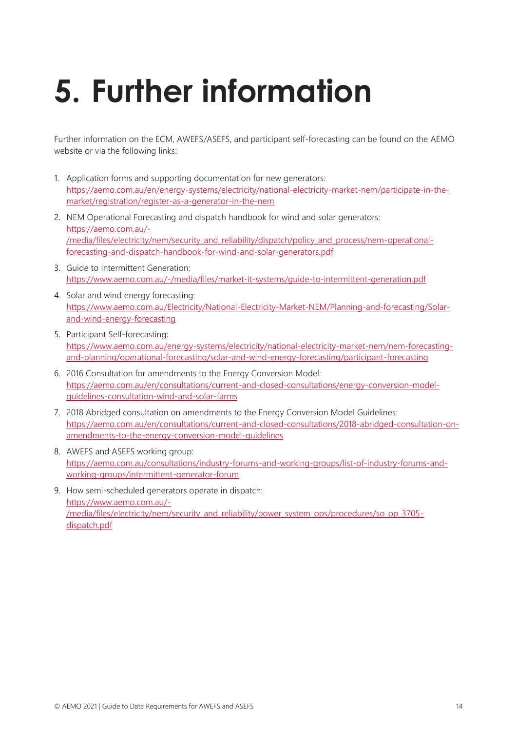# 5. Further information

Further information on the ECM, AWEFS/ASEFS, and participant self-forecasting can be found on the AEMO website or via the following links:

1. Application forms and supporting documentation for new generators: https://aemo.com.au/en/energy-systems/electricity/national-electricity-market-nem/participate-in-the-market/registration/register-as-a-generator-in-the-nem
2. NEM Operational Forecasting and dispatch handbook for wind and solar generators: https://aemo.com.au/-/media/files/electricity/nem/security_and_reliability/dispatch/policy_and_process/nem-operational-forecasting-and-dispatch-handbook-for-wind-and-solar-generators.pdf
3. Guide to Intermittent Generation: https://www.aemo.com.au/-/media/files/market-it-systems/guide-to-intermittent-generation.pdf
4. Solar and wind energy forecasting: https://www.aemo.com.au/Electricity/National-Electricity-Market-NEM/Planning-and-forecasting/Solar-and-wind-energy-forecasting
5. Participant Self-forecasting: https://www.aemo.com.au/energy-systems/electricity/national-electricity-market-nem/nem-forecasting-and-planning/operational-forecasting/solar-and-wind-energy-forecasting/participant-forecasting
6. 2016 Consultation for amendments to the Energy Conversion Model: https://aemo.com.au/en/consultations/current-and-closed-consultations/energy-conversion-model-guidelines-consultation-wind-and-solar-farms
7. 2018 Abridged consultation on amendments to the Energy Conversion Model Guidelines: https://aemo.com.au/en/consultations/current-and-closed-consultations/2018-abridged-consultation-on-amendments-to-the-energy-conversion-model-guidelines
8. AWEFS and ASEFS working group: https://aemo.com.au/consultations/industry-forums-and-working-groups/list-of-industry-forums-and-working-groups/intermittent-generator-forum
9. How semi-scheduled generators operate in dispatch: https://www.aemo.com.au/-/media/files/electricity/nem/security_and_reliability/power_system_ops/procedures/so_op_3705-dispatch.pdf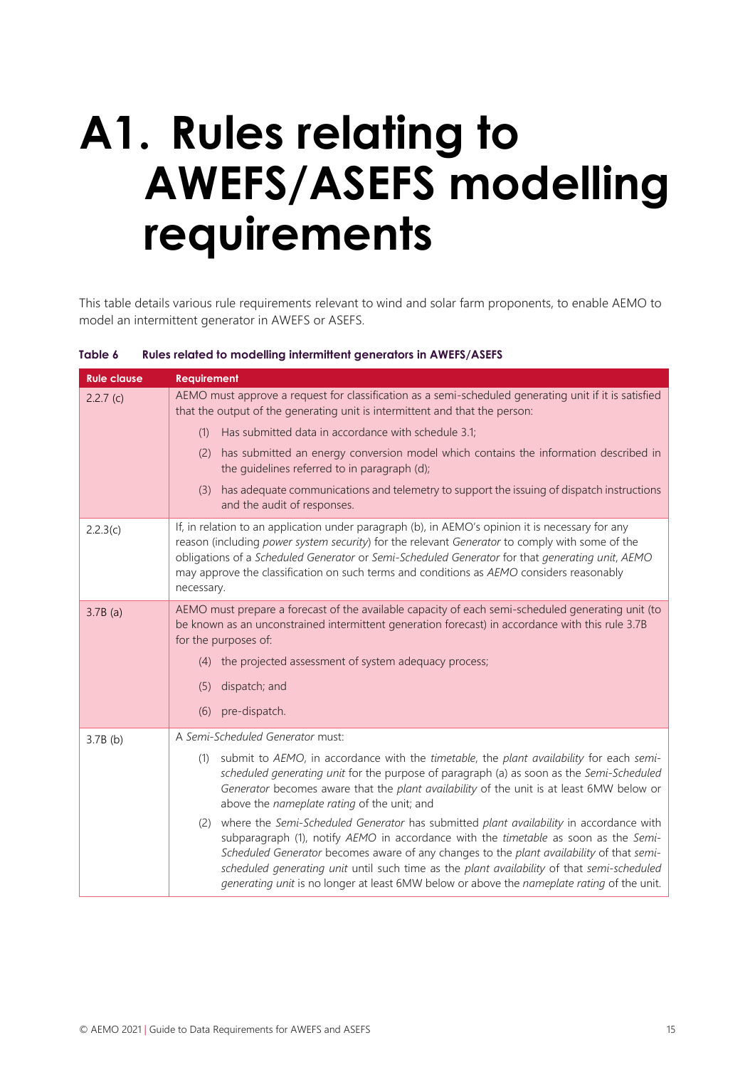# A1. Rules relating to AWEFS/ASEFS modelling requirements

This table details various rule requirements relevant to wind and solar farm proponents, to enable AEMO to model an intermittent generator in AWEFS or ASEFS.

**Table 6 Rules related to modelling intermittent generators in AWEFS/ASEFS**

| Rule clause | Requirement |
|---|---|
| 2.2.7 (c) | AEMO must approve a request for classification as a semi-scheduled generating unit if it is satisfied that the output of the generating unit is intermittent and that the person:<br>(1) Has submitted data in accordance with schedule 3.1;<br>(2) has submitted an energy conversion model which contains the information described in the guidelines referred to in paragraph (d);<br>(3) has adequate communications and telemetry to support the issuing of dispatch instructions and the audit of responses. |
| 2.2.3(c) | If, in relation to an application under paragraph (b), in AEMO's opinion it is necessary for any reason (including *power system security*) for the relevant *Generator* to comply with some of the obligations of a *Scheduled Generator* or *Semi-Scheduled Generator* for that *generating unit*, *AEMO* may approve the classification on such terms and conditions as *AEMO* considers reasonably necessary. |
| 3.7B (a) | AEMO must prepare a forecast of the available capacity of each semi-scheduled generating unit (to be known as an unconstrained intermittent generation forecast) in accordance with this rule 3.7B for the purposes of:<br>(4) the projected assessment of system adequacy process;<br>(5) dispatch; and<br>(6) pre-dispatch. |
| 3.7B (b) | A *Semi-Scheduled Generator* must:<br>(1) submit to *AEMO*, in accordance with the *timetable*, the *plant availability* for each *semi-scheduled generating unit* for the purpose of paragraph (a) as soon as the *Semi-Scheduled Generator* becomes aware that the *plant availability* of the unit is at least 6MW below or above the *nameplate rating* of the unit; and<br>(2) where the *Semi-Scheduled Generator* has submitted *plant availability* in accordance with subparagraph (1), notify *AEMO* in accordance with the *timetable* as soon as the *Semi-Scheduled Generator* becomes aware of any changes to the *plant availability* of that *semi-scheduled generating unit* until such time as the *plant availability* of that *semi-scheduled generating unit* is no longer at least 6MW below or above the *nameplate rating* of the unit. |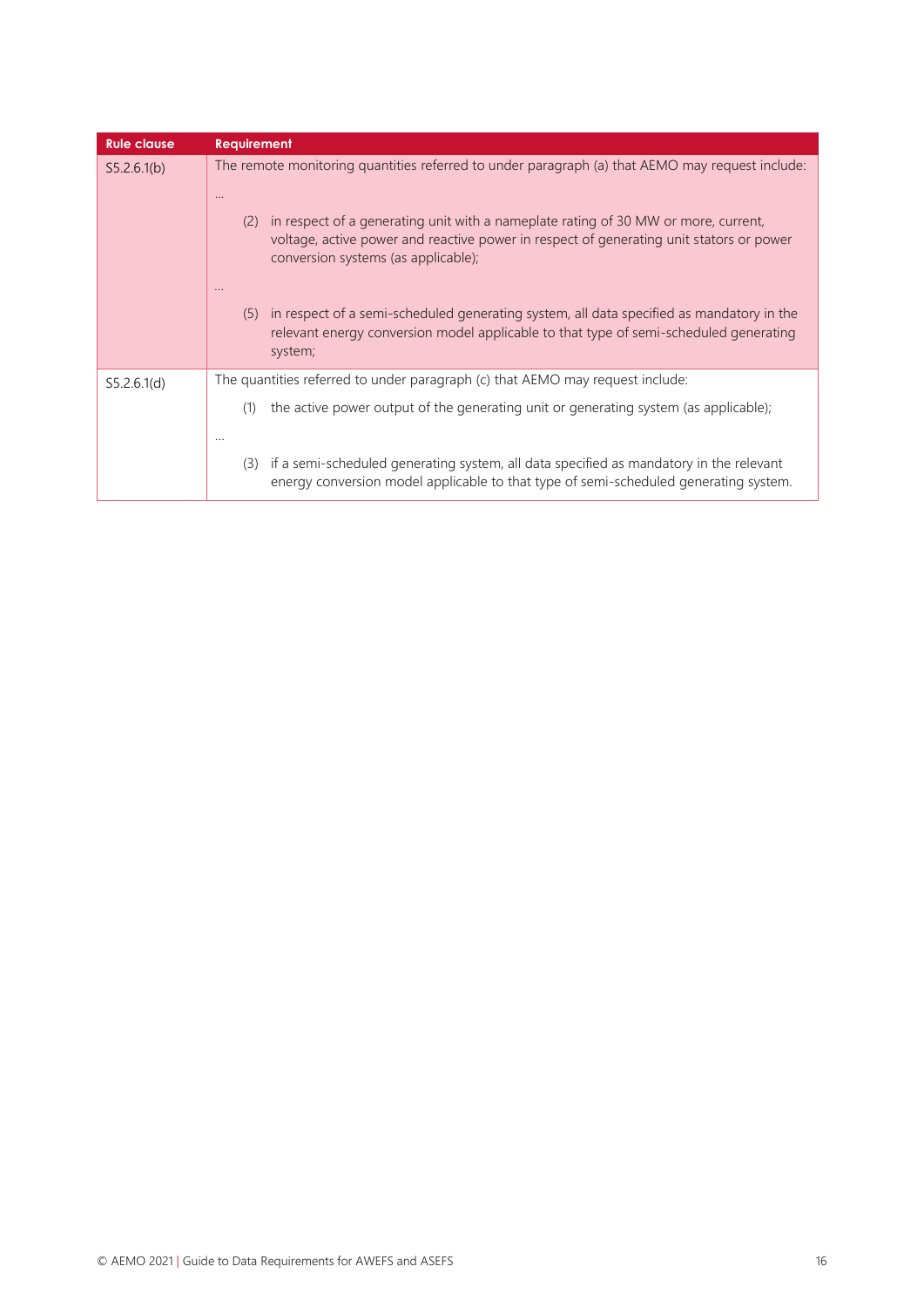| Rule clause | Requirement |
|---|---|
| S5.2.6.1(b) | The remote monitoring quantities referred to under paragraph (a) that AEMO may request include:<br>…<br>(2) in respect of a generating unit with a nameplate rating of 30 MW or more, current, voltage, active power and reactive power in respect of generating unit stators or power conversion systems (as applicable);<br>…<br>(5) in respect of a semi-scheduled generating system, all data specified as mandatory in the relevant energy conversion model applicable to that type of semi-scheduled generating system; |
| S5.2.6.1(d) | The quantities referred to under paragraph (c) that AEMO may request include:<br>(1) the active power output of the generating unit or generating system (as applicable);<br>…<br>(3) if a semi-scheduled generating system, all data specified as mandatory in the relevant energy conversion model applicable to that type of semi-scheduled generating system. |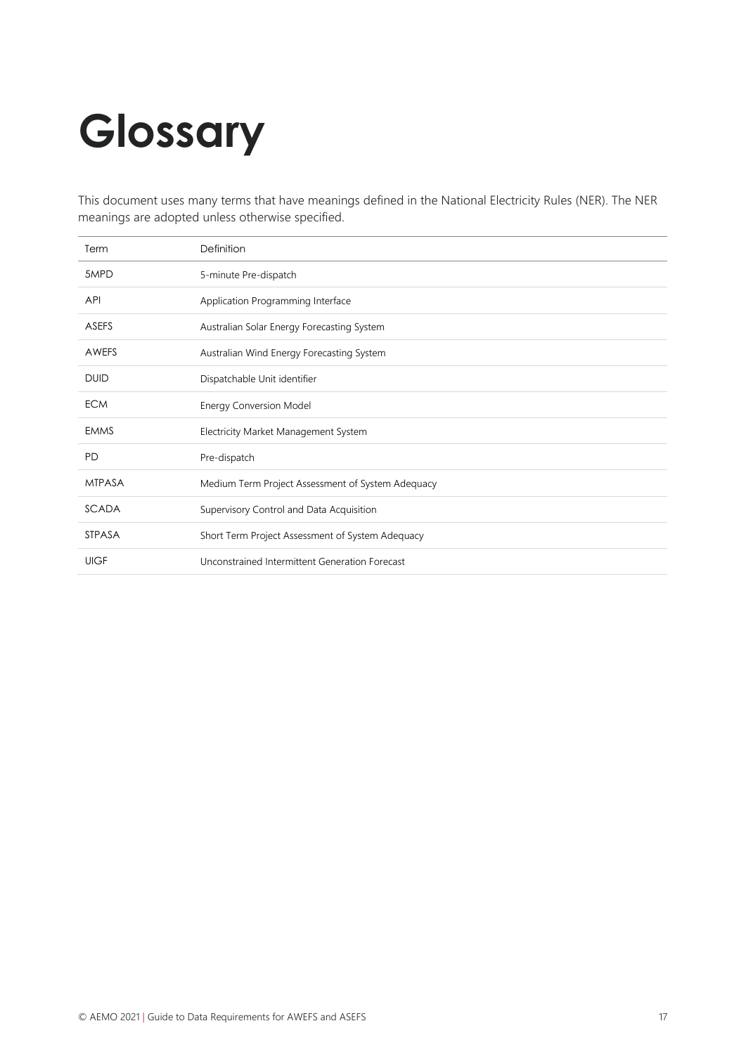# Glossary

This document uses many terms that have meanings defined in the National Electricity Rules (NER). The NER meanings are adopted unless otherwise specified.

| Term | Definition |
|---|---|
| 5MPD | 5-minute Pre-dispatch |
| API | Application Programming Interface |
| ASEFS | Australian Solar Energy Forecasting System |
| AWEFS | Australian Wind Energy Forecasting System |
| DUID | Dispatchable Unit identifier |
| ECM | Energy Conversion Model |
| EMMS | Electricity Market Management System |
| PD | Pre-dispatch |
| MTPASA | Medium Term Project Assessment of System Adequacy |
| SCADA | Supervisory Control and Data Acquisition |
| STPASA | Short Term Project Assessment of System Adequacy |
| UIGF | Unconstrained Intermittent Generation Forecast |